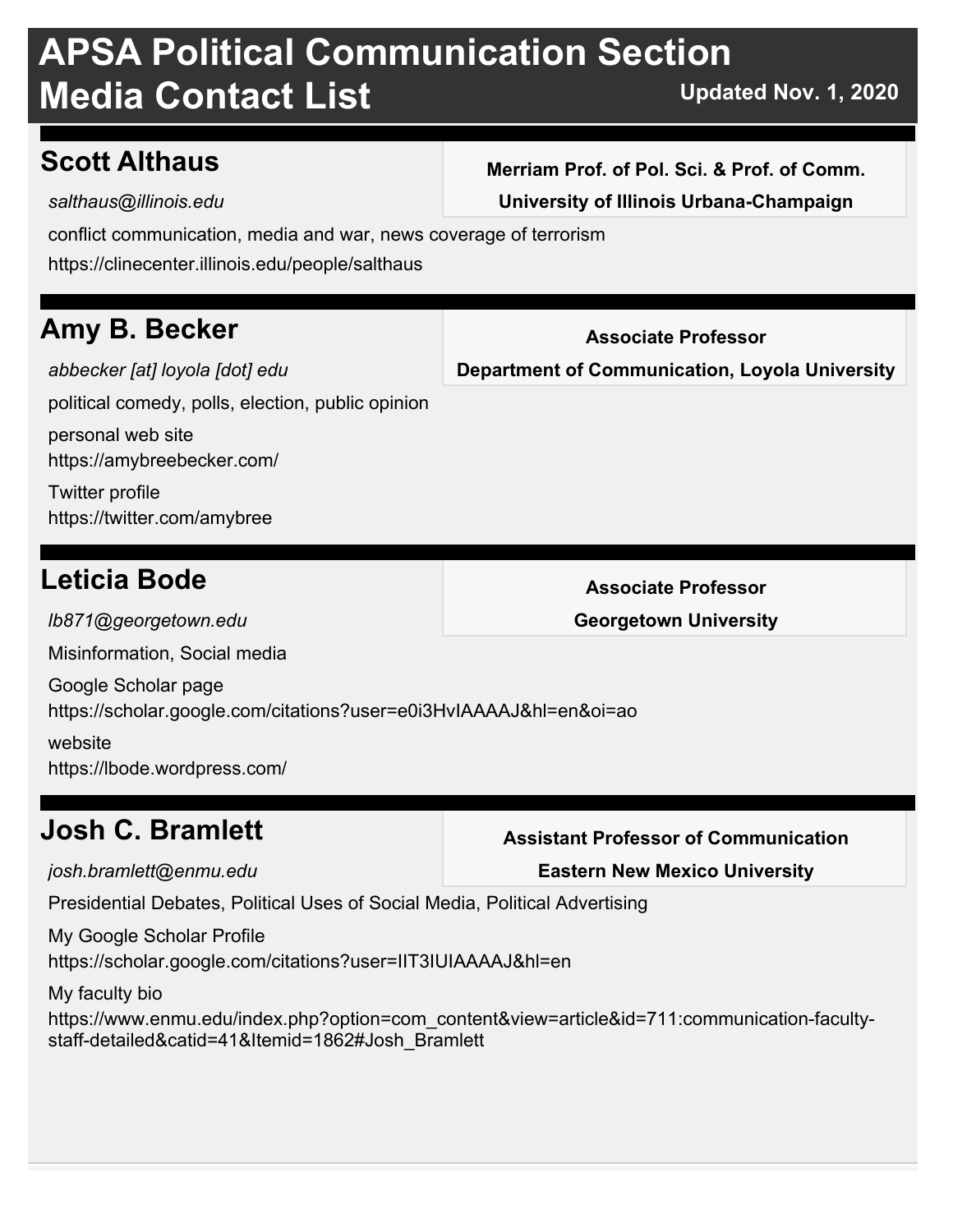# APSA Political Communication Section Media Contact List

Updated Nov. 1, 2020

## Scott Althaus

**Merriam Prof. of Pol. Sci. & Prof. of Comm.**

**University of Illinois Urbana-Champaign**

*salthaus@illinois.edu*

conflict communication, media and war, news coverage of terrorism

https://clinecenter.illinois.edu/people/salthaus

## Amy B. Becker

**Associate Professor**

**Department of Communication, Loyola University**

*abbecker [at] loyola [dot] edu*

political comedy, polls, election, public opinion

personal web site
https://amybreebecker.com/

Twitter profile
https://twitter.com/amybree

## Leticia Bode

**Associate Professor**

**Georgetown University**

*lb871@georgetown.edu*

Misinformation, Social media

Google Scholar page
https://scholar.google.com/citations?user=e0i3HvIAAAAJ&hl=en&oi=ao

website
https://lbode.wordpress.com/

## Josh C. Bramlett

**Assistant Professor of Communication**

**Eastern New Mexico University**

*josh.bramlett@enmu.edu*

Presidential Debates, Political Uses of Social Media, Political Advertising

My Google Scholar Profile
https://scholar.google.com/citations?user=IIT3IUIAAAAJ&hl=en

My faculty bio
https://www.enmu.edu/index.php?option=com_content&view=article&id=711:communication-faculty-staff-detailed&catid=41&Itemid=1862#Josh_Bramlett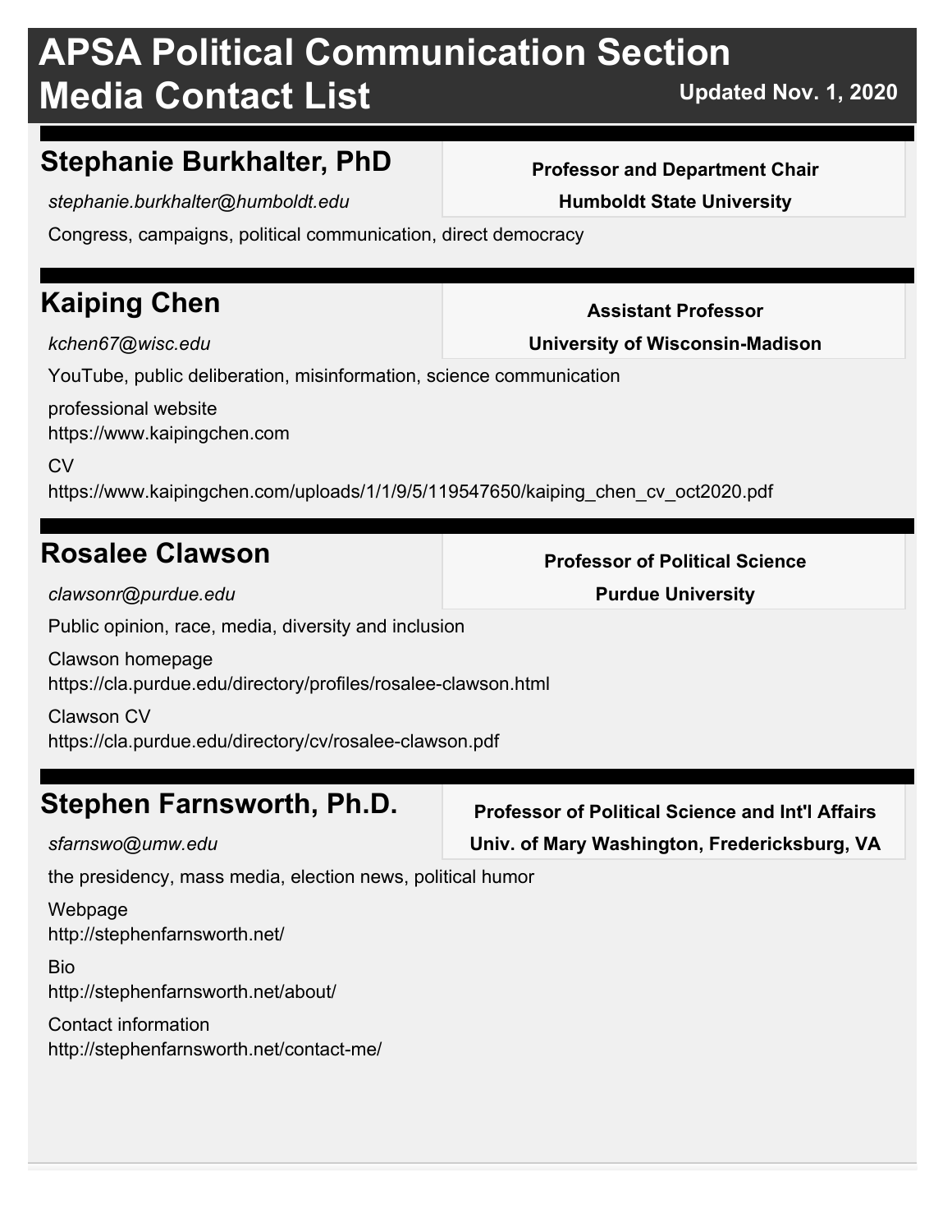# APSA Political Communication Section Media Contact List

Updated Nov. 1, 2020

## Stephanie Burkhalter, PhD

**Professor and Department Chair**

**Humboldt State University**

*stephanie.burkhalter@humboldt.edu*

Congress, campaigns, political communication, direct democracy

## Kaiping Chen

**Assistant Professor**

**University of Wisconsin-Madison**

*kchen67@wisc.edu*

YouTube, public deliberation, misinformation, science communication

professional website
https://www.kaipingchen.com

CV
https://www.kaipingchen.com/uploads/1/1/9/5/119547650/kaiping_chen_cv_oct2020.pdf

## Rosalee Clawson

**Professor of Political Science**

**Purdue University**

*clawsonr@purdue.edu*

Public opinion, race, media, diversity and inclusion

Clawson homepage
https://cla.purdue.edu/directory/profiles/rosalee-clawson.html

Clawson CV
https://cla.purdue.edu/directory/cv/rosalee-clawson.pdf

## Stephen Farnsworth, Ph.D.

**Professor of Political Science and Int'l Affairs**

**Univ. of Mary Washington, Fredericksburg, VA**

*sfarnswo@umw.edu*

the presidency, mass media, election news, political humor

Webpage
http://stephenfarnsworth.net/

Bio
http://stephenfarnsworth.net/about/

Contact information
http://stephenfarnsworth.net/contact-me/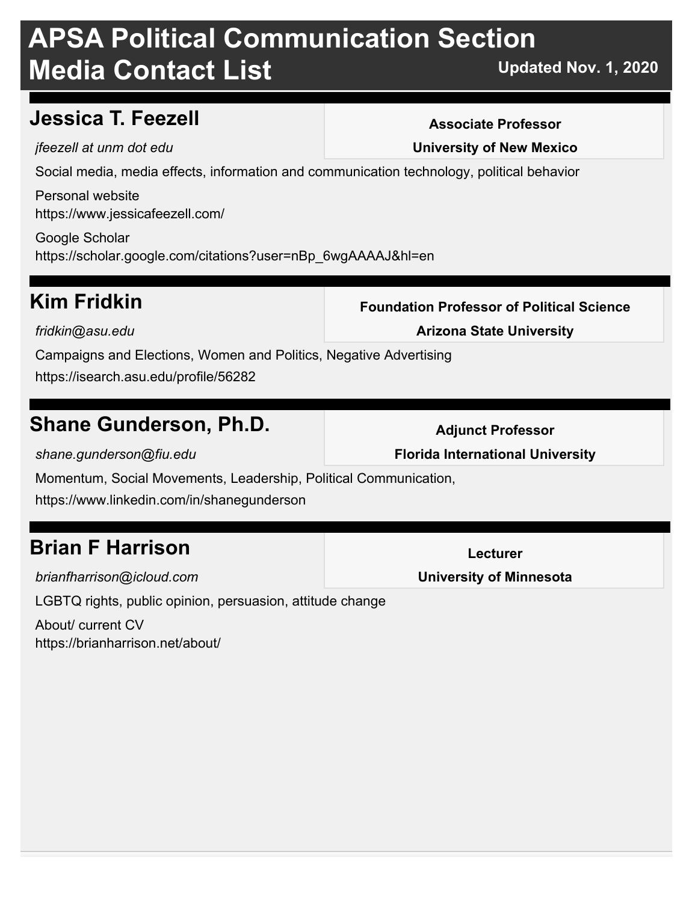# APSA Political Communication Section Media Contact List

**Updated Nov. 1, 2020**

## Jessica T. Feezell

**Associate Professor**

**University of New Mexico**

*jfeezell at unm dot edu*

Social media, media effects, information and communication technology, political behavior

Personal website
https://www.jessicafeezell.com/

Google Scholar
https://scholar.google.com/citations?user=nBp_6wgAAAAJ&hl=en

## Kim Fridkin

**Foundation Professor of Political Science**

**Arizona State University**

*fridkin@asu.edu*

Campaigns and Elections, Women and Politics, Negative Advertising

https://isearch.asu.edu/profile/56282

## Shane Gunderson, Ph.D.

**Adjunct Professor**

**Florida International University**

*shane.gunderson@fiu.edu*

Momentum, Social Movements, Leadership, Political Communication,

https://www.linkedin.com/in/shanegunderson

## Brian F Harrison

**Lecturer**

**University of Minnesota**

*brianfharrison@icloud.com*

LGBTQ rights, public opinion, persuasion, attitude change

About/ current CV
https://brianharrison.net/about/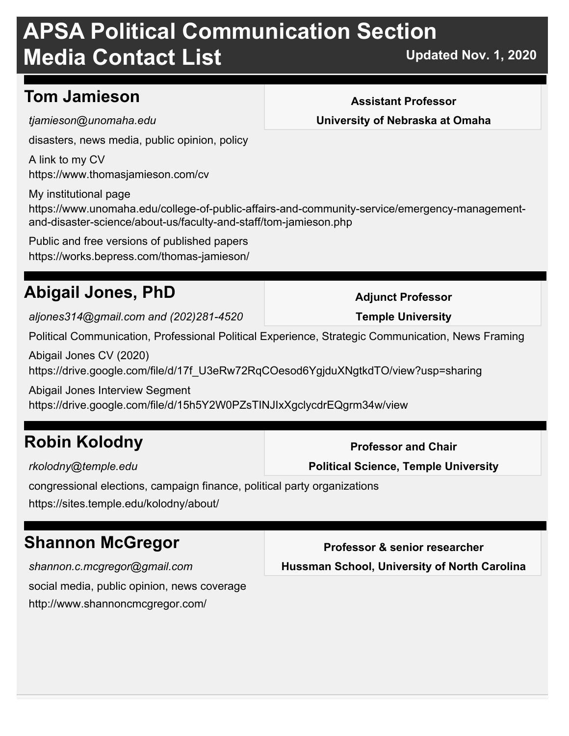# APSA Political Communication Section Media Contact List

**Updated Nov. 1, 2020**

## Tom Jamieson

**Assistant Professor**

**University of Nebraska at Omaha**

*tjamieson@unomaha.edu*

disasters, news media, public opinion, policy

A link to my CV
https://www.thomasjamieson.com/cv

My institutional page
https://www.unomaha.edu/college-of-public-affairs-and-community-service/emergency-management-and-disaster-science/about-us/faculty-and-staff/tom-jamieson.php

Public and free versions of published papers
https://works.bepress.com/thomas-jamieson/

## Abigail Jones, PhD

**Adjunct Professor**

**Temple University**

*aljones314@gmail.com and (202)281-4520*

Political Communication, Professional Political Experience, Strategic Communication, News Framing

Abigail Jones CV (2020)
https://drive.google.com/file/d/17f_U3eRw72RqCOesod6YgjduXNgtkdTO/view?usp=sharing

Abigail Jones Interview Segment
https://drive.google.com/file/d/15h5Y2W0PZsTINJIxXgclycdrEQgrm34w/view

## Robin Kolodny

**Professor and Chair**

**Political Science, Temple University**

*rkolodny@temple.edu*

congressional elections, campaign finance, political party organizations

https://sites.temple.edu/kolodny/about/

## Shannon McGregor

**Professor & senior researcher**

**Hussman School, University of North Carolina**

*shannon.c.mcgregor@gmail.com*

social media, public opinion, news coverage

http://www.shannoncmcgregor.com/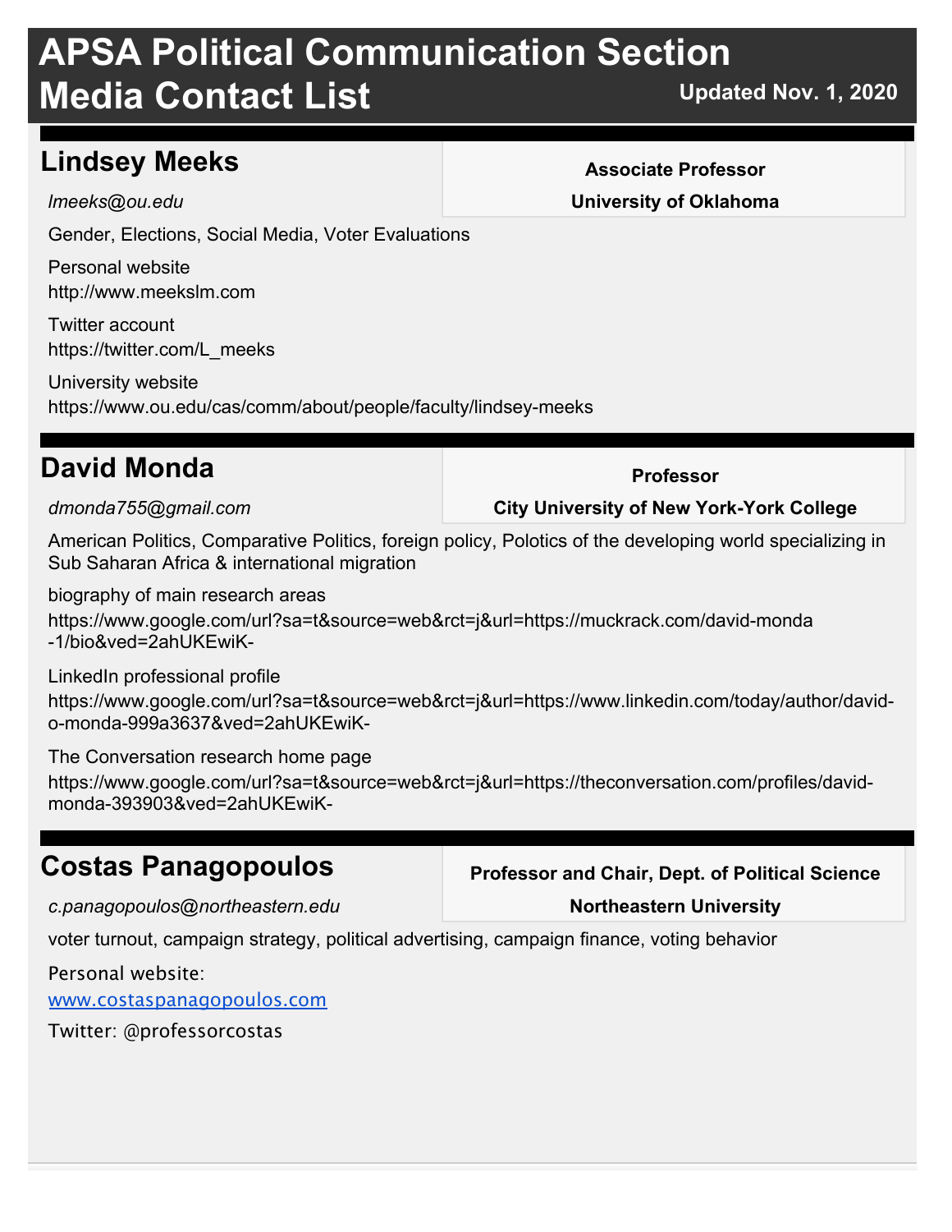# APSA Political Communication Section Media Contact List

Updated Nov. 1, 2020

## Lindsey Meeks

**Associate Professor**

**University of Oklahoma**

*lmeeks@ou.edu*

Gender, Elections, Social Media, Voter Evaluations

Personal website
http://www.meekslm.com

Twitter account
https://twitter.com/L_meeks

University website
https://www.ou.edu/cas/comm/about/people/faculty/lindsey-meeks

## David Monda

**Professor**

**City University of New York-York College**

*dmonda755@gmail.com*

American Politics, Comparative Politics, foreign policy, Polotics of the developing world specializing in Sub Saharan Africa & international migration

biography of main research areas
https://www.google.com/url?sa=t&source=web&rct=j&url=https://muckrack.com/david-monda-1/bio&ved=2ahUKEwiK-

LinkedIn professional profile
https://www.google.com/url?sa=t&source=web&rct=j&url=https://www.linkedin.com/today/author/david-o-monda-999a3637&ved=2ahUKEwiK-

The Conversation research home page
https://www.google.com/url?sa=t&source=web&rct=j&url=https://theconversation.com/profiles/david-monda-393903&ved=2ahUKEwiK-

## Costas Panagopoulos

**Professor and Chair, Dept. of Political Science**

**Northeastern University**

*c.panagopoulos@northeastern.edu*

voter turnout, campaign strategy, political advertising, campaign finance, voting behavior

Personal website:
[www.costaspanagopoulos.com](www.costaspanagopoulos.com)

Twitter: @professorcostas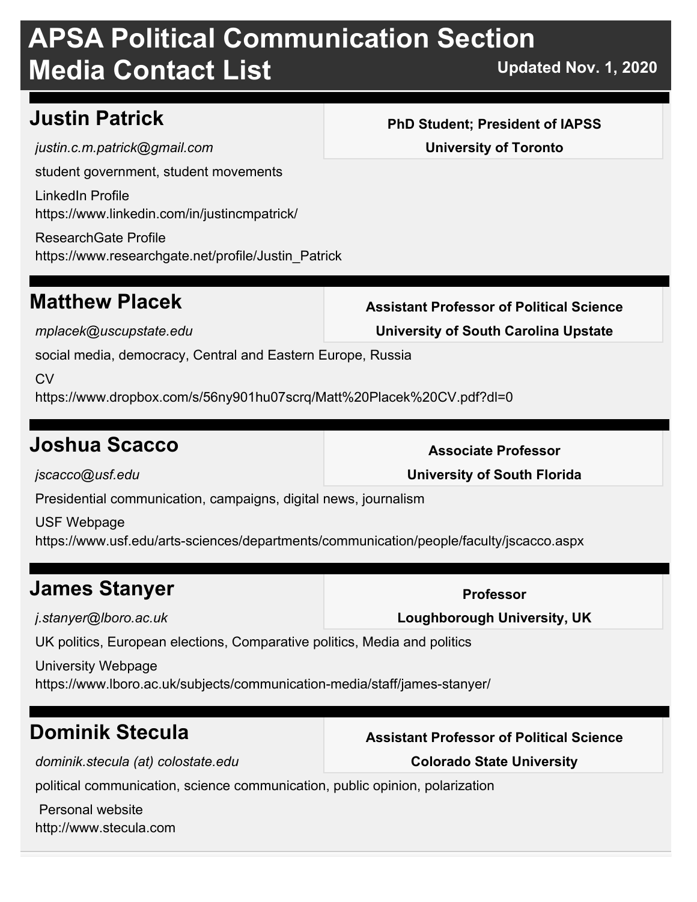# APSA Political Communication Section Media Contact List

**Updated Nov. 1, 2020**

## Justin Patrick

**PhD Student; President of IAPSS**
**University of Toronto**

*justin.c.m.patrick@gmail.com*

student government, student movements

LinkedIn Profile
https://www.linkedin.com/in/justincmpatrick/

ResearchGate Profile
https://www.researchgate.net/profile/Justin_Patrick

## Matthew Placek

**Assistant Professor of Political Science**
**University of South Carolina Upstate**

*mplacek@uscupstate.edu*

social media, democracy, Central and Eastern Europe, Russia

CV
https://www.dropbox.com/s/56ny901hu07scrq/Matt%20Placek%20CV.pdf?dl=0

## Joshua Scacco

**Associate Professor**
**University of South Florida**

*jscacco@usf.edu*

Presidential communication, campaigns, digital news, journalism

USF Webpage
https://www.usf.edu/arts-sciences/departments/communication/people/faculty/jscacco.aspx

## James Stanyer

**Professor**
**Loughborough University, UK**

*j.stanyer@lboro.ac.uk*

UK politics, European elections, Comparative politics, Media and politics

University Webpage
https://www.lboro.ac.uk/subjects/communication-media/staff/james-stanyer/

## Dominik Stecula

**Assistant Professor of Political Science**
**Colorado State University**

*dominik.stecula (at) colostate.edu*

political communication, science communication, public opinion, polarization

Personal website
http://www.stecula.com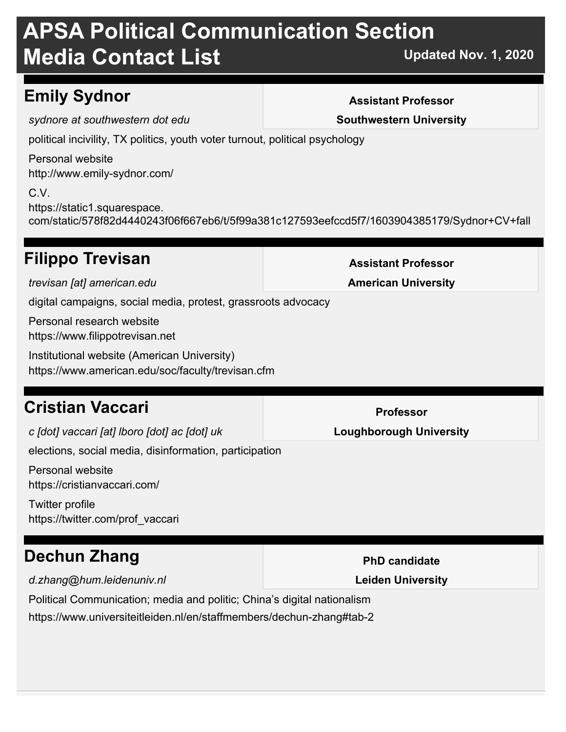# APSA Political Communication Section Media Contact List

Updated Nov. 1, 2020

## Emily Sydnor

**Assistant Professor**

**Southwestern University**

*sydnore at southwestern dot edu*

political incivility, TX politics, youth voter turnout, political psychology

Personal website
http://www.emily-sydnor.com/

C.V.
https://static1.squarespace.com/static/578f82d4440243f06f667eb6/t/5f99a381c127593eefccd5f7/1603904385179/Sydnor+CV+fall

## Filippo Trevisan

**Assistant Professor**

**American University**

*trevisan [at] american.edu*

digital campaigns, social media, protest, grassroots advocacy

Personal research website
https://www.filippotrevisan.net

Institutional website (American University)
https://www.american.edu/soc/faculty/trevisan.cfm

## Cristian Vaccari

**Professor**

**Loughborough University**

*c [dot] vaccari [at] lboro [dot] ac [dot] uk*

elections, social media, disinformation, participation

Personal website
https://cristianvaccari.com/

Twitter profile
https://twitter.com/prof_vaccari

## Dechun Zhang

**PhD candidate**

**Leiden University**

*d.zhang@hum.leidenuniv.nl*

Political Communication; media and politic; China's digital nationalism

https://www.universiteitleiden.nl/en/staffmembers/dechun-zhang#tab-2